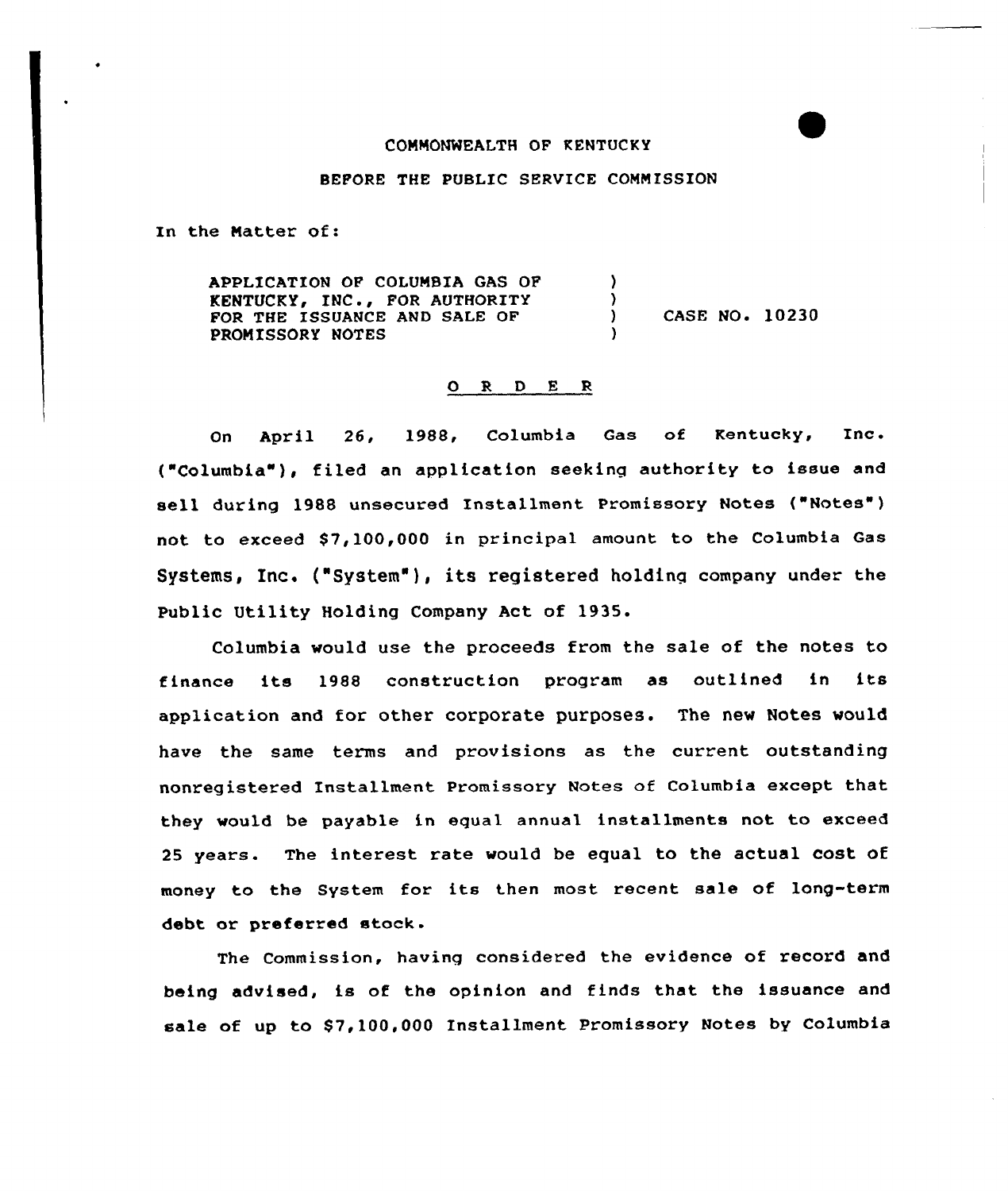COMMONWEALTH OF KENTUCKY

BEFORE THE PUBLIC SERVICE COMMISSION

In the Matter of:

APPLICATION OF COLUMBIA GAS OF KENTUCKY, INC., FOR AUTHORITY FOR THE ISSUANCE AND SALE OF PROMISSORY NOTES ) CASE NO. 10230

## O R D E R

On April 26, 1988, Columbia Gas of Kentucky, Inc. ("Columbia"), filed an application seeking authority to issue and sell during 1988 unsecured Installment Promissory Notes ("Notes") not to exceed $7,100,000 in principal amount to the Columbia Gas Systems, Inc. ("System"), its registered holding company under the Public Utility Holding Company Act of 1935.

Columbia would use the proceeds from the sale of the notes to finance its 1988 construction program as outlined in its application and for other corporate purposes. The new Notes would have the same terms and provisions as the current outstanding nonregistered Installment Promissory Notes of Columbia except that they would be payable in equal annual installments not to exceed 25 years. The interest rate would be equal to the actual cost of money to the System for its then most recent sale of long-term debt or preferred stock.

The Commission, having considered the evidence of record and being advised, is of the opinion and finds that the issuance and sale of up to $7,100,000 Installment Promissory Notes by Columbia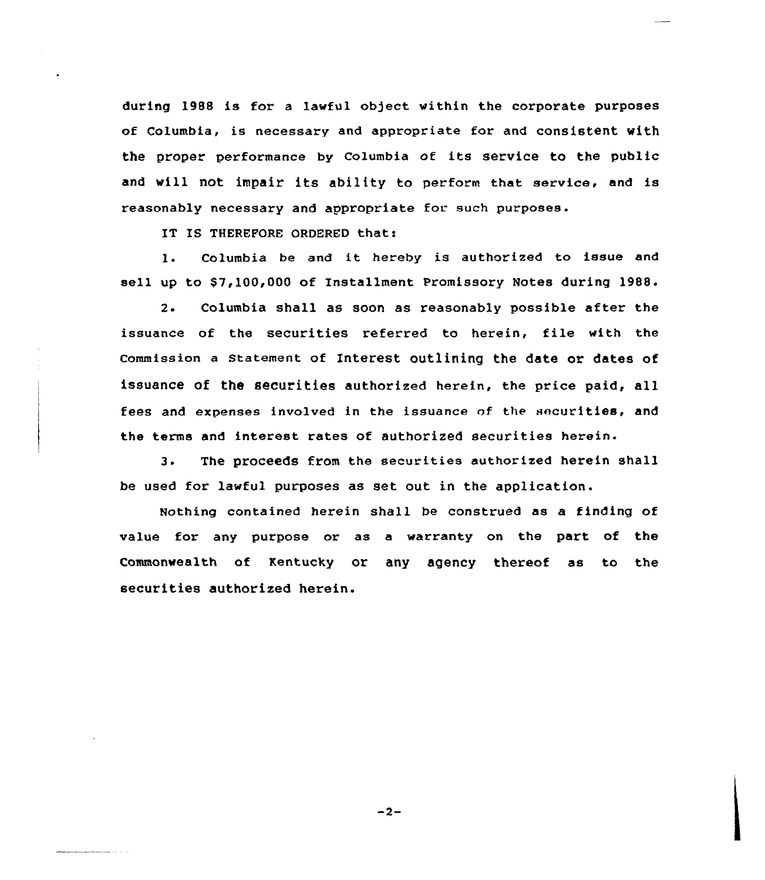during 1988 is for a lawful object within the corporate purposes of Columbia, is necessary and appropriate for and consistent with the proper performance by Columbia of its service to the public and will not impair its ability to perform that service, and is reasonably necessary and appropriate for such purposes.

IT IS THEREFORE ORDERED that:

1. Columbia be and it hereby is authorized to issue and sell up to $7,100,000 of Installment Promissory Notes during 1988.

2. Columbia shall as soon as reasonably possible after the issuance of the securities referred to herein, file with the Commission a Statement of Interest outlining the date or dates of issuance of the securities authorized herein, the price paid, all fees and expenses involved in the issuance of the securities, and the terms and interest rates of authorized securities herein.

3. The proceeds from the securities authorized herein shall be used for lawful purposes as set out in the application.

Nothing contained herein shall be construed as a finding of value for any purpose or as a warranty on the part of the Commonwealth of Kentucky or any agency thereof as to the securities authorized herein.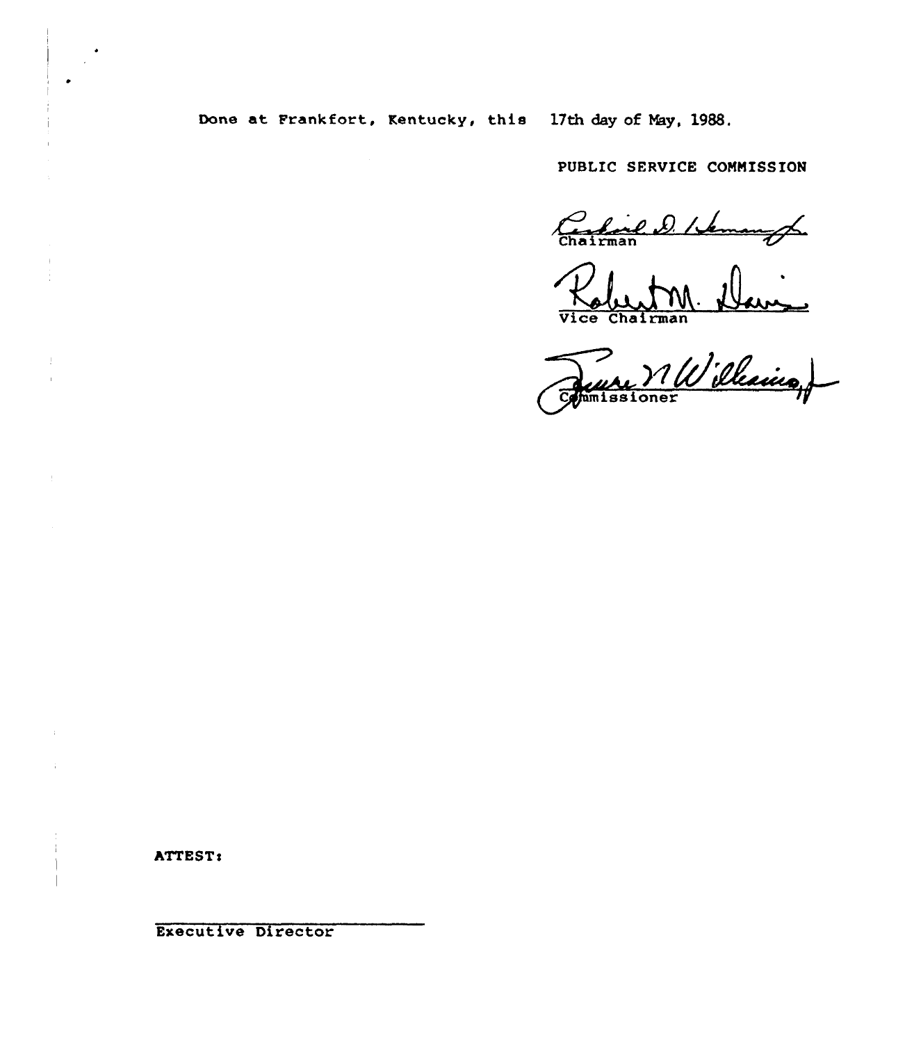Done at Frankfort, Kentucky, this 17th day of May, 1988.

PUBLIC SERVICE COMMISSION

Chairman

Vice Chairman

Commissioner

ATTEST:

Executive Director